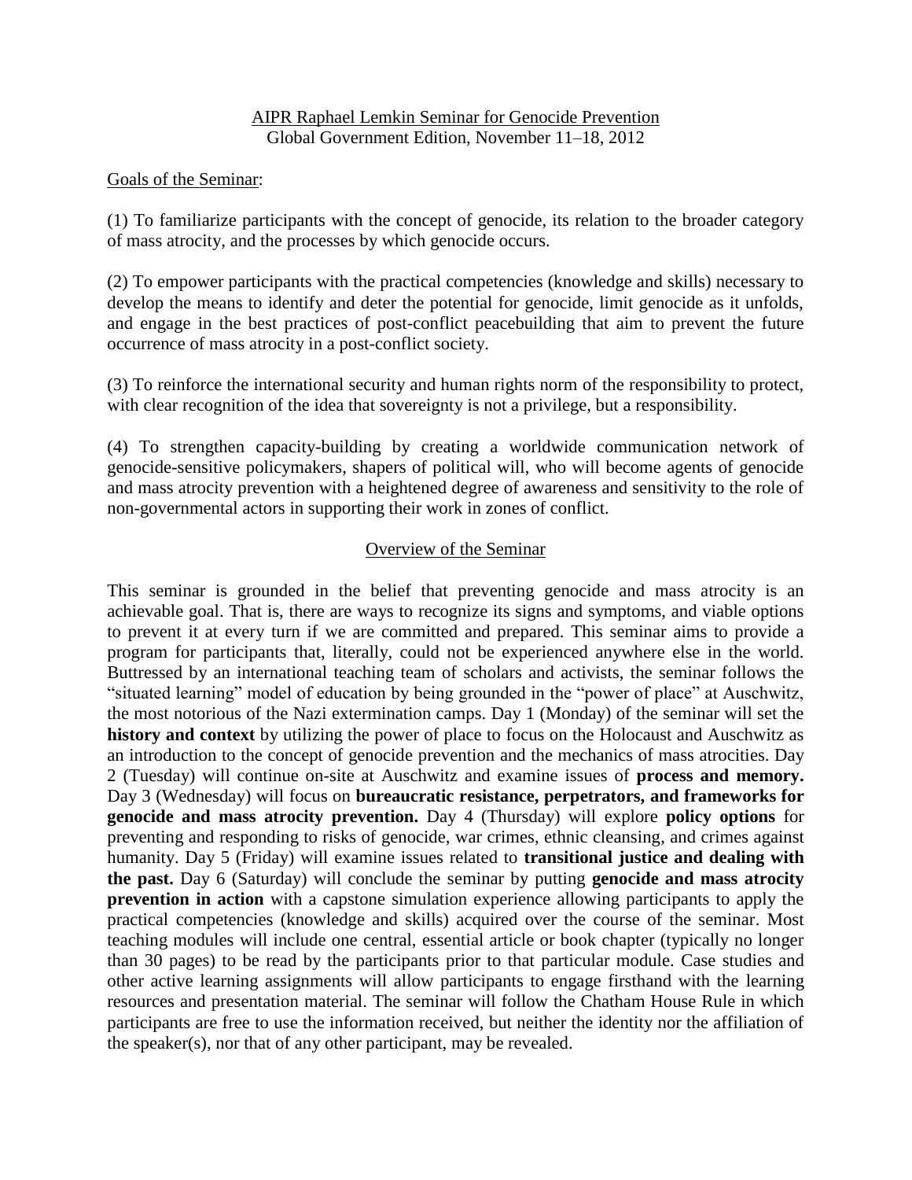# AIPR Raphael Lemkin Seminar for Genocide Prevention

Global Government Edition, November 11–18, 2012

## Goals of the Seminar:

(1) To familiarize participants with the concept of genocide, its relation to the broader category of mass atrocity, and the processes by which genocide occurs.

(2) To empower participants with the practical competencies (knowledge and skills) necessary to develop the means to identify and deter the potential for genocide, limit genocide as it unfolds, and engage in the best practices of post-conflict peacebuilding that aim to prevent the future occurrence of mass atrocity in a post-conflict society.

(3) To reinforce the international security and human rights norm of the responsibility to protect, with clear recognition of the idea that sovereignty is not a privilege, but a responsibility.

(4) To strengthen capacity-building by creating a worldwide communication network of genocide-sensitive policymakers, shapers of political will, who will become agents of genocide and mass atrocity prevention with a heightened degree of awareness and sensitivity to the role of non-governmental actors in supporting their work in zones of conflict.

## Overview of the Seminar

This seminar is grounded in the belief that preventing genocide and mass atrocity is an achievable goal. That is, there are ways to recognize its signs and symptoms, and viable options to prevent it at every turn if we are committed and prepared. This seminar aims to provide a program for participants that, literally, could not be experienced anywhere else in the world. Buttressed by an international teaching team of scholars and activists, the seminar follows the "situated learning" model of education by being grounded in the "power of place" at Auschwitz, the most notorious of the Nazi extermination camps. Day 1 (Monday) of the seminar will set the **history and context** by utilizing the power of place to focus on the Holocaust and Auschwitz as an introduction to the concept of genocide prevention and the mechanics of mass atrocities. Day 2 (Tuesday) will continue on-site at Auschwitz and examine issues of **process and memory.** Day 3 (Wednesday) will focus on **bureaucratic resistance, perpetrators, and frameworks for genocide and mass atrocity prevention.** Day 4 (Thursday) will explore **policy options** for preventing and responding to risks of genocide, war crimes, ethnic cleansing, and crimes against humanity. Day 5 (Friday) will examine issues related to **transitional justice and dealing with the past.** Day 6 (Saturday) will conclude the seminar by putting **genocide and mass atrocity prevention in action** with a capstone simulation experience allowing participants to apply the practical competencies (knowledge and skills) acquired over the course of the seminar. Most teaching modules will include one central, essential article or book chapter (typically no longer than 30 pages) to be read by the participants prior to that particular module. Case studies and other active learning assignments will allow participants to engage firsthand with the learning resources and presentation material. The seminar will follow the Chatham House Rule in which participants are free to use the information received, but neither the identity nor the affiliation of the speaker(s), nor that of any other participant, may be revealed.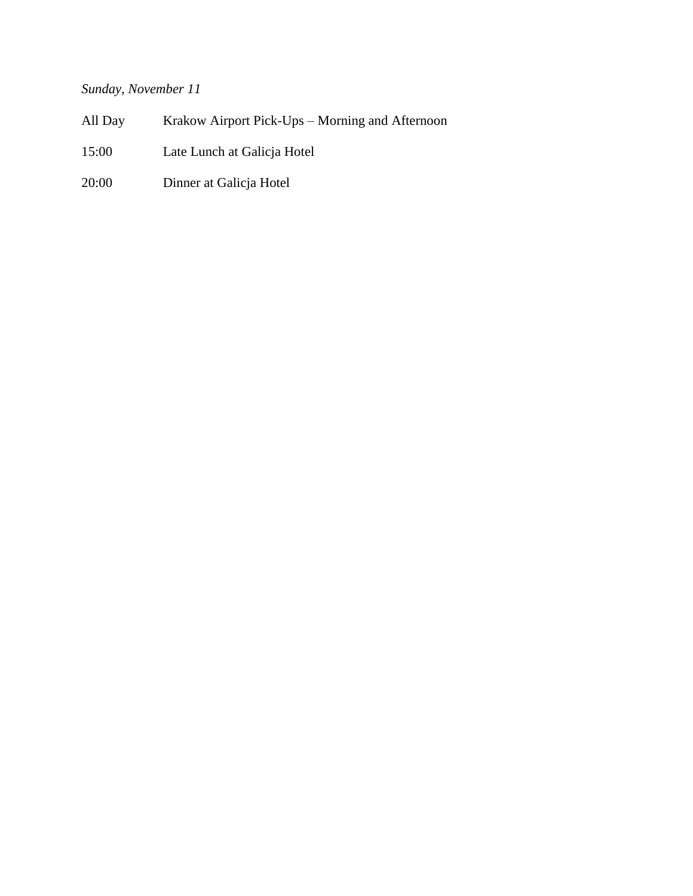*Sunday, November 11*

All Day Krakow Airport Pick-Ups – Morning and Afternoon

15:00 Late Lunch at Galicja Hotel

20:00 Dinner at Galicja Hotel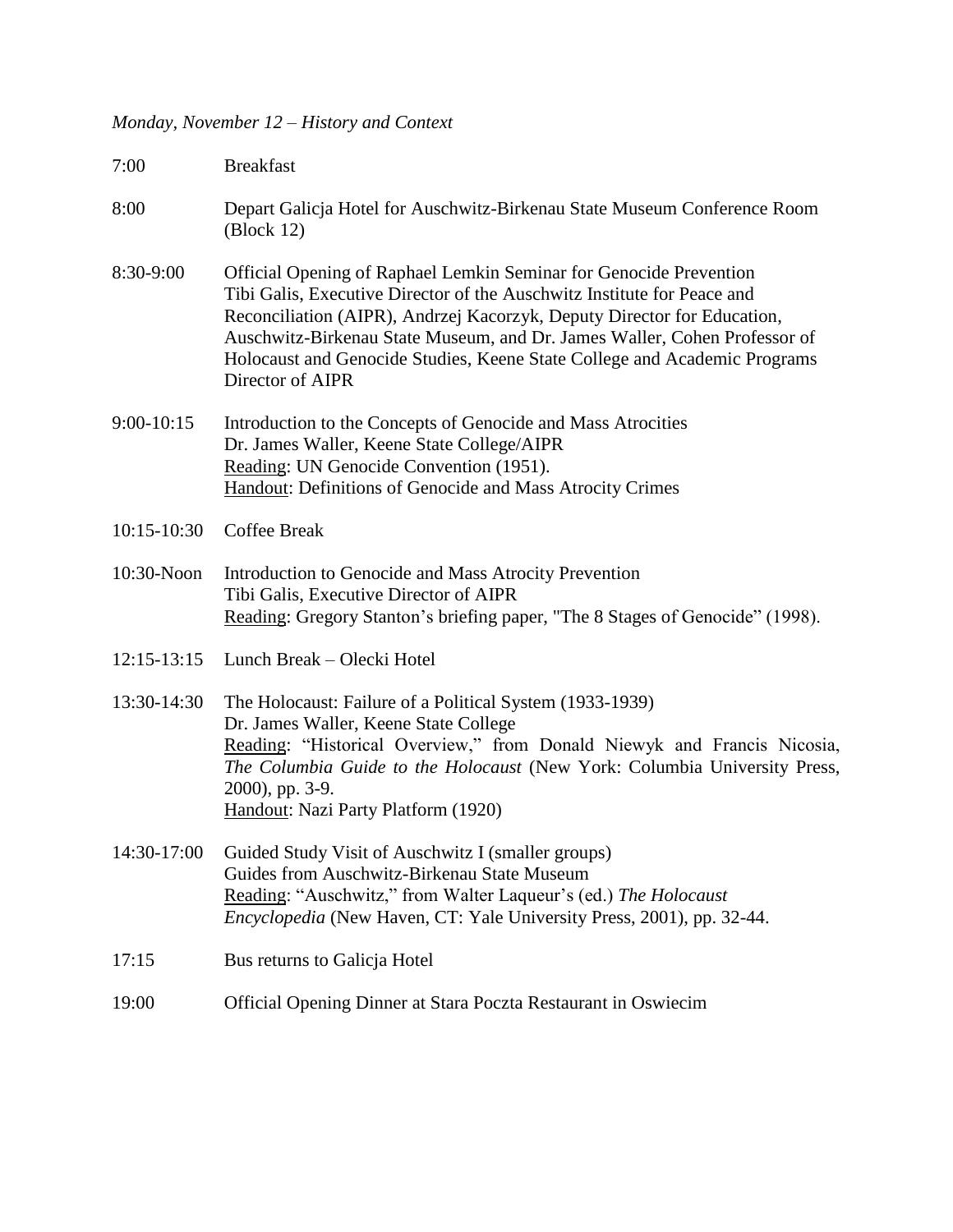*Monday, November 12 – History and Context*

| | |
|---|---|
| 7:00 | Breakfast |
| 8:00 | Depart Galicja Hotel for Auschwitz-Birkenau State Museum Conference Room (Block 12) |
| 8:30-9:00 | Official Opening of Raphael Lemkin Seminar for Genocide Prevention<br>Tibi Galis, Executive Director of the Auschwitz Institute for Peace and Reconciliation (AIPR), Andrzej Kacorzyk, Deputy Director for Education, Auschwitz-Birkenau State Museum, and Dr. James Waller, Cohen Professor of Holocaust and Genocide Studies, Keene State College and Academic Programs Director of AIPR |
| 9:00-10:15 | Introduction to the Concepts of Genocide and Mass Atrocities<br>Dr. James Waller, Keene State College/AIPR<br><u>Reading</u>: UN Genocide Convention (1951).<br><u>Handout</u>: Definitions of Genocide and Mass Atrocity Crimes |
| 10:15-10:30 | Coffee Break |
| 10:30-Noon | Introduction to Genocide and Mass Atrocity Prevention<br>Tibi Galis, Executive Director of AIPR<br><u>Reading</u>: Gregory Stanton's briefing paper, "The 8 Stages of Genocide" (1998). |
| 12:15-13:15 | Lunch Break – Olecki Hotel |
| 13:30-14:30 | The Holocaust: Failure of a Political System (1933-1939)<br>Dr. James Waller, Keene State College<br><u>Reading</u>: "Historical Overview," from Donald Niewyk and Francis Nicosia, *The Columbia Guide to the Holocaust* (New York: Columbia University Press, 2000), pp. 3-9.<br><u>Handout</u>: Nazi Party Platform (1920) |
| 14:30-17:00 | Guided Study Visit of Auschwitz I (smaller groups)<br>Guides from Auschwitz-Birkenau State Museum<br><u>Reading</u>: "Auschwitz," from Walter Laqueur's (ed.) *The Holocaust Encyclopedia* (New Haven, CT: Yale University Press, 2001), pp. 32-44. |
| 17:15 | Bus returns to Galicja Hotel |
| 19:00 | Official Opening Dinner at Stara Poczta Restaurant in Oswiecim |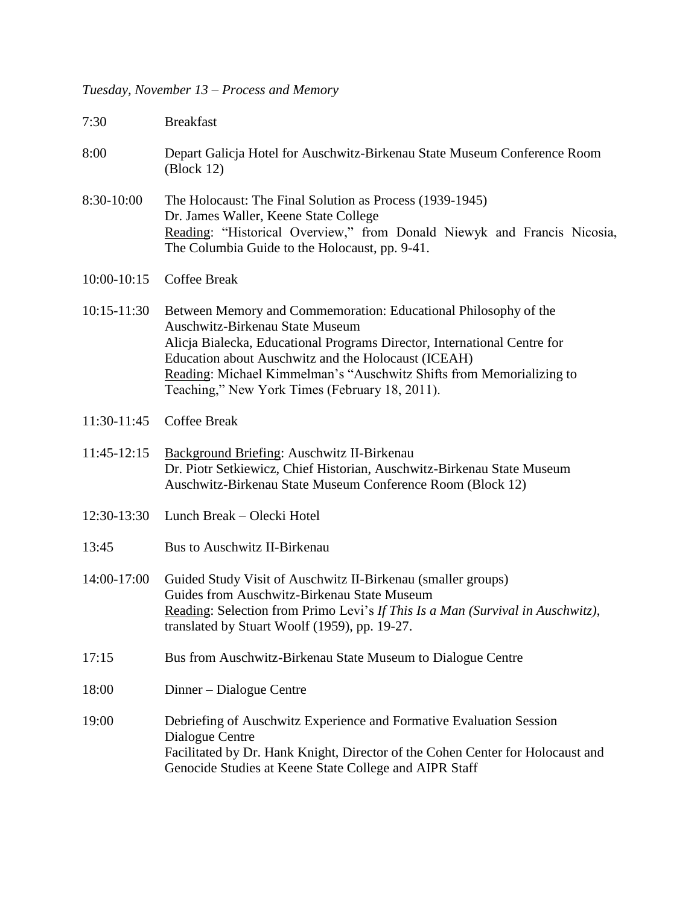*Tuesday, November 13 – Process and Memory*

| | |
|---|---|
| 7:30 | Breakfast |
| 8:00 | Depart Galicja Hotel for Auschwitz-Birkenau State Museum Conference Room (Block 12) |
| 8:30-10:00 | The Holocaust: The Final Solution as Process (1939-1945)<br>Dr. James Waller, Keene State College<br><u>Reading</u>: "Historical Overview," from Donald Niewyk and Francis Nicosia, The Columbia Guide to the Holocaust, pp. 9-41. |
| 10:00-10:15 | Coffee Break |
| 10:15-11:30 | Between Memory and Commemoration: Educational Philosophy of the Auschwitz-Birkenau State Museum<br>Alicja Bialecka, Educational Programs Director, International Centre for Education about Auschwitz and the Holocaust (ICEAH)<br><u>Reading</u>: Michael Kimmelman's "Auschwitz Shifts from Memorializing to Teaching," New York Times (February 18, 2011). |
| 11:30-11:45 | Coffee Break |
| 11:45-12:15 | <u>Background Briefing</u>: Auschwitz II-Birkenau<br>Dr. Piotr Setkiewicz, Chief Historian, Auschwitz-Birkenau State Museum<br>Auschwitz-Birkenau State Museum Conference Room (Block 12) |
| 12:30-13:30 | Lunch Break – Olecki Hotel |
| 13:45 | Bus to Auschwitz II-Birkenau |
| 14:00-17:00 | Guided Study Visit of Auschwitz II-Birkenau (smaller groups)<br>Guides from Auschwitz-Birkenau State Museum<br><u>Reading</u>: Selection from Primo Levi's *If This Is a Man (Survival in Auschwitz)*, translated by Stuart Woolf (1959), pp. 19-27. |
| 17:15 | Bus from Auschwitz-Birkenau State Museum to Dialogue Centre |
| 18:00 | Dinner – Dialogue Centre |
| 19:00 | Debriefing of Auschwitz Experience and Formative Evaluation Session<br>Dialogue Centre<br>Facilitated by Dr. Hank Knight, Director of the Cohen Center for Holocaust and Genocide Studies at Keene State College and AIPR Staff |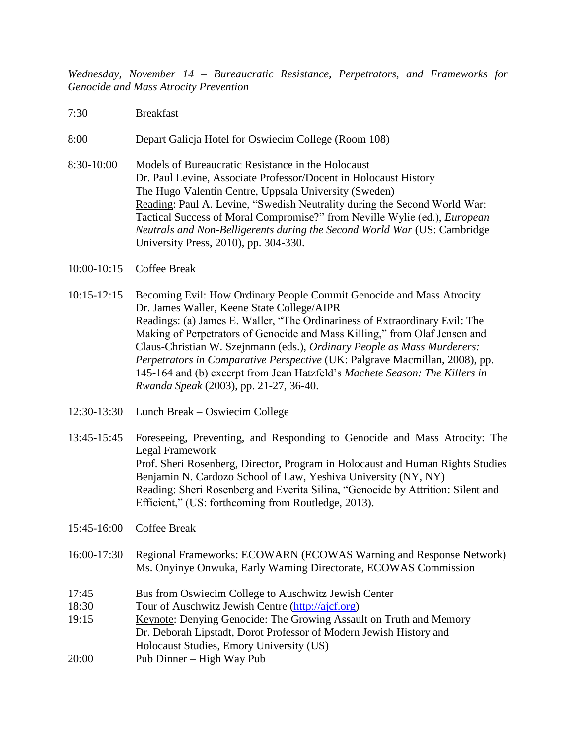*Wednesday, November 14 – Bureaucratic Resistance, Perpetrators, and Frameworks for Genocide and Mass Atrocity Prevention*

| | |
|---|---|
| 7:30 | Breakfast |
| 8:00 | Depart Galicja Hotel for Oswiecim College (Room 108) |
| 8:30-10:00 | Models of Bureaucratic Resistance in the Holocaust<br>Dr. Paul Levine, Associate Professor/Docent in Holocaust History<br>The Hugo Valentin Centre, Uppsala University (Sweden)<br>Reading: Paul A. Levine, "Swedish Neutrality during the Second World War: Tactical Success of Moral Compromise?" from Neville Wylie (ed.), *European Neutrals and Non-Belligerents during the Second World War* (US: Cambridge University Press, 2010), pp. 304-330. |
| 10:00-10:15 | Coffee Break |
| 10:15-12:15 | Becoming Evil: How Ordinary People Commit Genocide and Mass Atrocity<br>Dr. James Waller, Keene State College/AIPR<br>Readings: (a) James E. Waller, "The Ordinariness of Extraordinary Evil: The Making of Perpetrators of Genocide and Mass Killing," from Olaf Jensen and Claus-Christian W. Szejnmann (eds.), *Ordinary People as Mass Murderers: Perpetrators in Comparative Perspective* (UK: Palgrave Macmillan, 2008), pp. 145-164 and (b) excerpt from Jean Hatzfeld's *Machete Season: The Killers in Rwanda Speak* (2003), pp. 21-27, 36-40. |
| 12:30-13:30 | Lunch Break – Oswiecim College |
| 13:45-15:45 | Foreseeing, Preventing, and Responding to Genocide and Mass Atrocity: The Legal Framework<br>Prof. Sheri Rosenberg, Director, Program in Holocaust and Human Rights Studies<br>Benjamin N. Cardozo School of Law, Yeshiva University (NY, NY)<br>Reading: Sheri Rosenberg and Everita Silina, "Genocide by Attrition: Silent and Efficient," (US: forthcoming from Routledge, 2013). |
| 15:45-16:00 | Coffee Break |
| 16:00-17:30 | Regional Frameworks: ECOWARN (ECOWAS Warning and Response Network)<br>Ms. Onyinye Onwuka, Early Warning Directorate, ECOWAS Commission |
| 17:45 | Bus from Oswiecim College to Auschwitz Jewish Center |
| 18:30 | Tour of Auschwitz Jewish Centre (http://ajcf.org) |
| 19:15 | Keynote: Denying Genocide: The Growing Assault on Truth and Memory<br>Dr. Deborah Lipstadt, Dorot Professor of Modern Jewish History and Holocaust Studies, Emory University (US) |
| 20:00 | Pub Dinner – High Way Pub |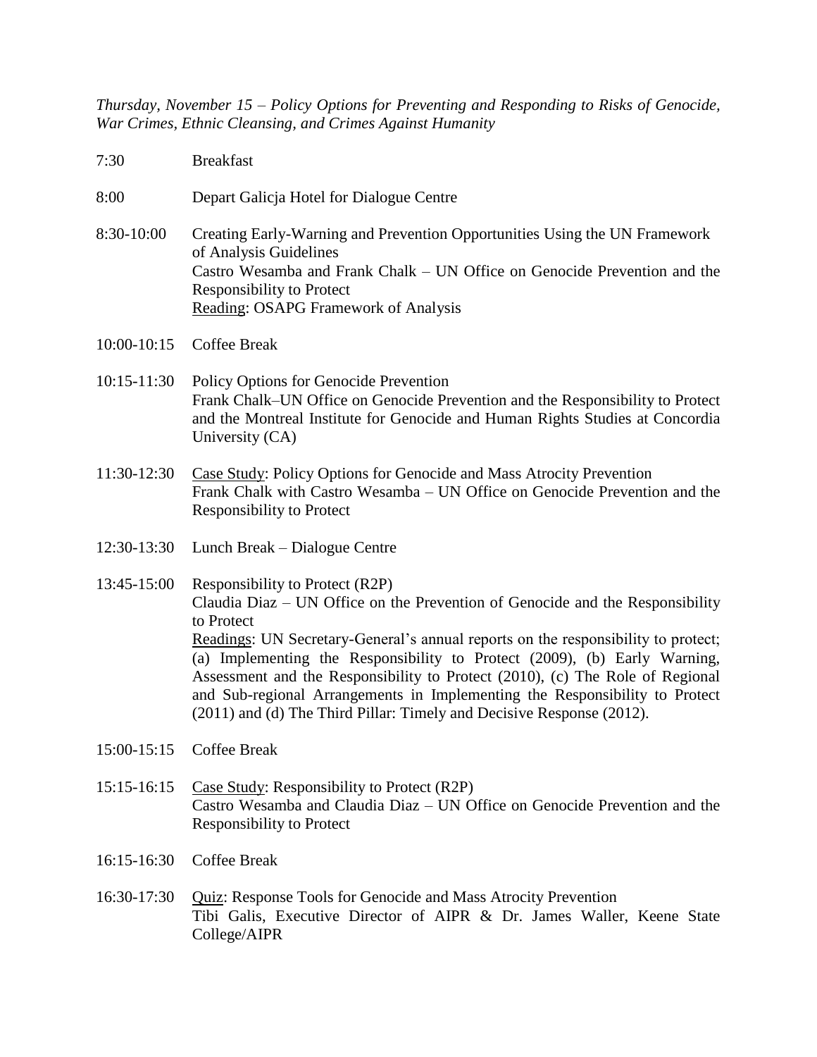*Thursday, November 15 – Policy Options for Preventing and Responding to Risks of Genocide, War Crimes, Ethnic Cleansing, and Crimes Against Humanity*

7:30 Breakfast

8:00 Depart Galicja Hotel for Dialogue Centre

8:30-10:00 Creating Early-Warning and Prevention Opportunities Using the UN Framework of Analysis Guidelines
Castro Wesamba and Frank Chalk – UN Office on Genocide Prevention and the Responsibility to Protect
Reading: OSAPG Framework of Analysis

10:00-10:15 Coffee Break

10:15-11:30 Policy Options for Genocide Prevention
Frank Chalk–UN Office on Genocide Prevention and the Responsibility to Protect and the Montreal Institute for Genocide and Human Rights Studies at Concordia University (CA)

11:30-12:30 Case Study: Policy Options for Genocide and Mass Atrocity Prevention
Frank Chalk with Castro Wesamba – UN Office on Genocide Prevention and the Responsibility to Protect

12:30-13:30 Lunch Break – Dialogue Centre

13:45-15:00 Responsibility to Protect (R2P)
Claudia Diaz – UN Office on the Prevention of Genocide and the Responsibility to Protect
Readings: UN Secretary-General's annual reports on the responsibility to protect; (a) Implementing the Responsibility to Protect (2009), (b) Early Warning, Assessment and the Responsibility to Protect (2010), (c) The Role of Regional and Sub-regional Arrangements in Implementing the Responsibility to Protect (2011) and (d) The Third Pillar: Timely and Decisive Response (2012).

15:00-15:15 Coffee Break

15:15-16:15 Case Study: Responsibility to Protect (R2P)
Castro Wesamba and Claudia Diaz – UN Office on Genocide Prevention and the Responsibility to Protect

16:15-16:30 Coffee Break

16:30-17:30 Quiz: Response Tools for Genocide and Mass Atrocity Prevention
Tibi Galis, Executive Director of AIPR & Dr. James Waller, Keene State College/AIPR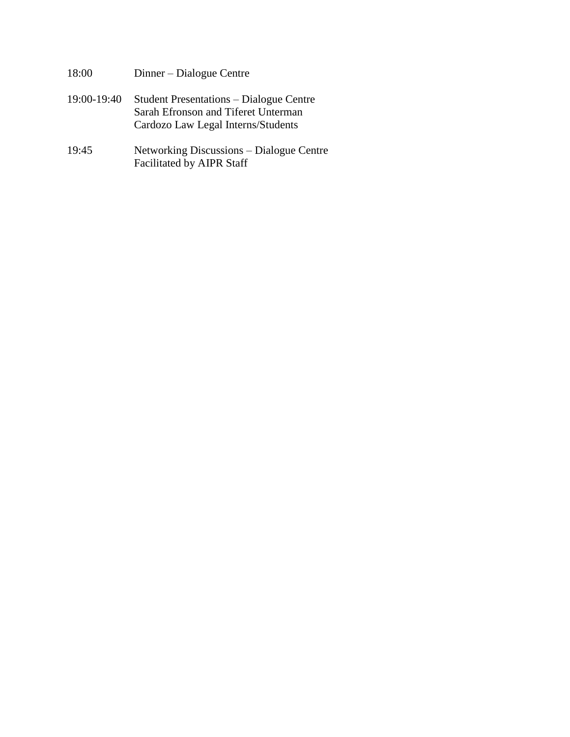| | |
|---|---|
| 18:00 | Dinner – Dialogue Centre |
| 19:00-19:40 | Student Presentations – Dialogue Centre<br>Sarah Efronson and Tiferet Unterman<br>Cardozo Law Legal Interns/Students |
| 19:45 | Networking Discussions – Dialogue Centre<br>Facilitated by AIPR Staff |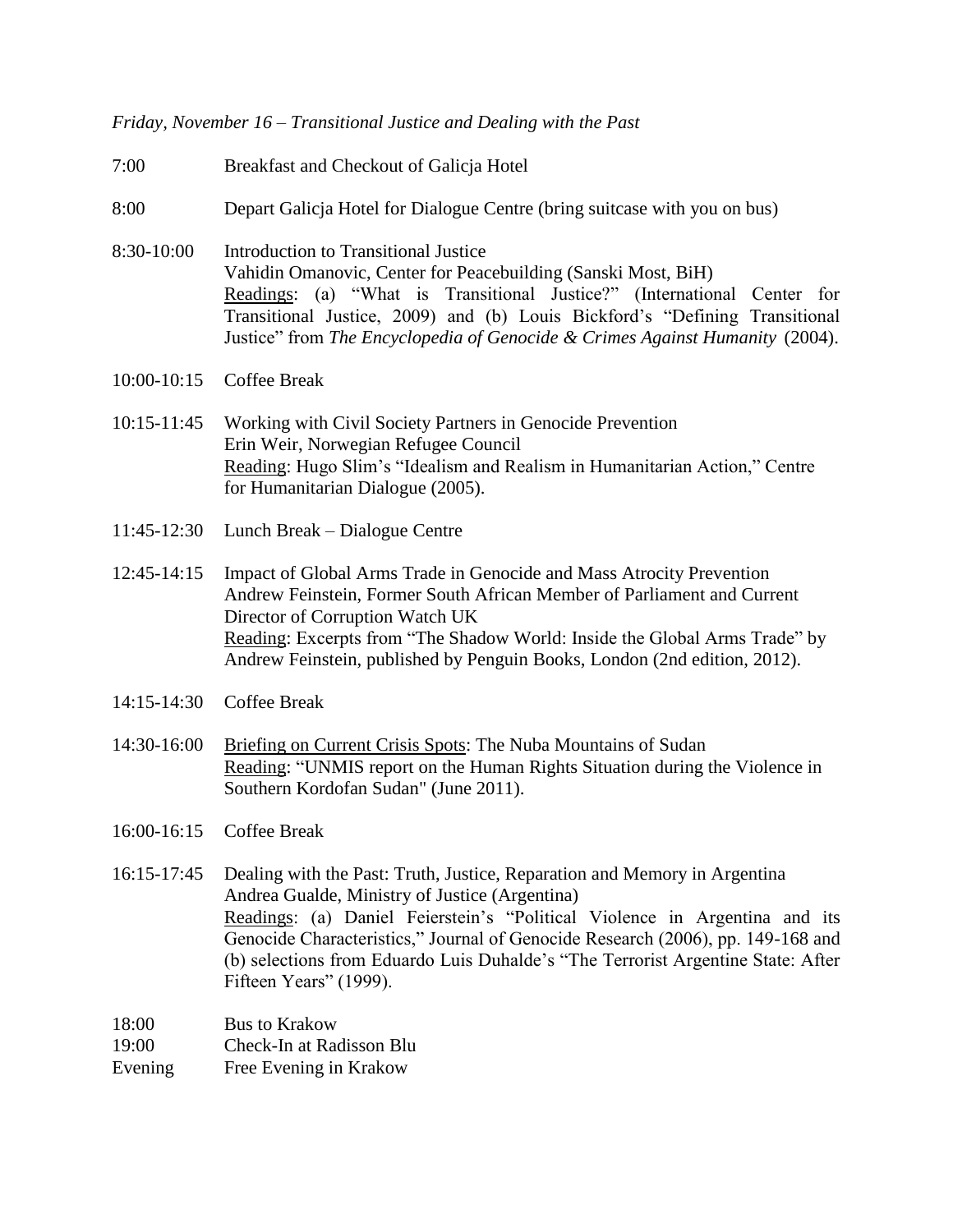*Friday, November 16 – Transitional Justice and Dealing with the Past*

| | |
|---|---|
| 7:00 | Breakfast and Checkout of Galicja Hotel |
| 8:00 | Depart Galicja Hotel for Dialogue Centre (bring suitcase with you on bus) |
| 8:30-10:00 | Introduction to Transitional Justice<br>Vahidin Omanovic, Center for Peacebuilding (Sanski Most, BiH)<br>Readings: (a) "What is Transitional Justice?" (International Center for Transitional Justice, 2009) and (b) Louis Bickford's "Defining Transitional Justice" from *The Encyclopedia of Genocide & Crimes Against Humanity* (2004). |
| 10:00-10:15 | Coffee Break |
| 10:15-11:45 | Working with Civil Society Partners in Genocide Prevention<br>Erin Weir, Norwegian Refugee Council<br>Reading: Hugo Slim's "Idealism and Realism in Humanitarian Action," Centre for Humanitarian Dialogue (2005). |
| 11:45-12:30 | Lunch Break – Dialogue Centre |
| 12:45-14:15 | Impact of Global Arms Trade in Genocide and Mass Atrocity Prevention<br>Andrew Feinstein, Former South African Member of Parliament and Current Director of Corruption Watch UK<br>Reading: Excerpts from "The Shadow World: Inside the Global Arms Trade" by Andrew Feinstein, published by Penguin Books, London (2nd edition, 2012). |
| 14:15-14:30 | Coffee Break |
| 14:30-16:00 | Briefing on Current Crisis Spots: The Nuba Mountains of Sudan<br>Reading: "UNMIS report on the Human Rights Situation during the Violence in Southern Kordofan Sudan" (June 2011). |
| 16:00-16:15 | Coffee Break |
| 16:15-17:45 | Dealing with the Past: Truth, Justice, Reparation and Memory in Argentina<br>Andrea Gualde, Ministry of Justice (Argentina)<br>Readings: (a) Daniel Feierstein's "Political Violence in Argentina and its Genocide Characteristics," Journal of Genocide Research (2006), pp. 149-168 and (b) selections from Eduardo Luis Duhalde's "The Terrorist Argentine State: After Fifteen Years" (1999). |
| 18:00 | Bus to Krakow |
| 19:00 | Check-In at Radisson Blu |
| Evening | Free Evening in Krakow |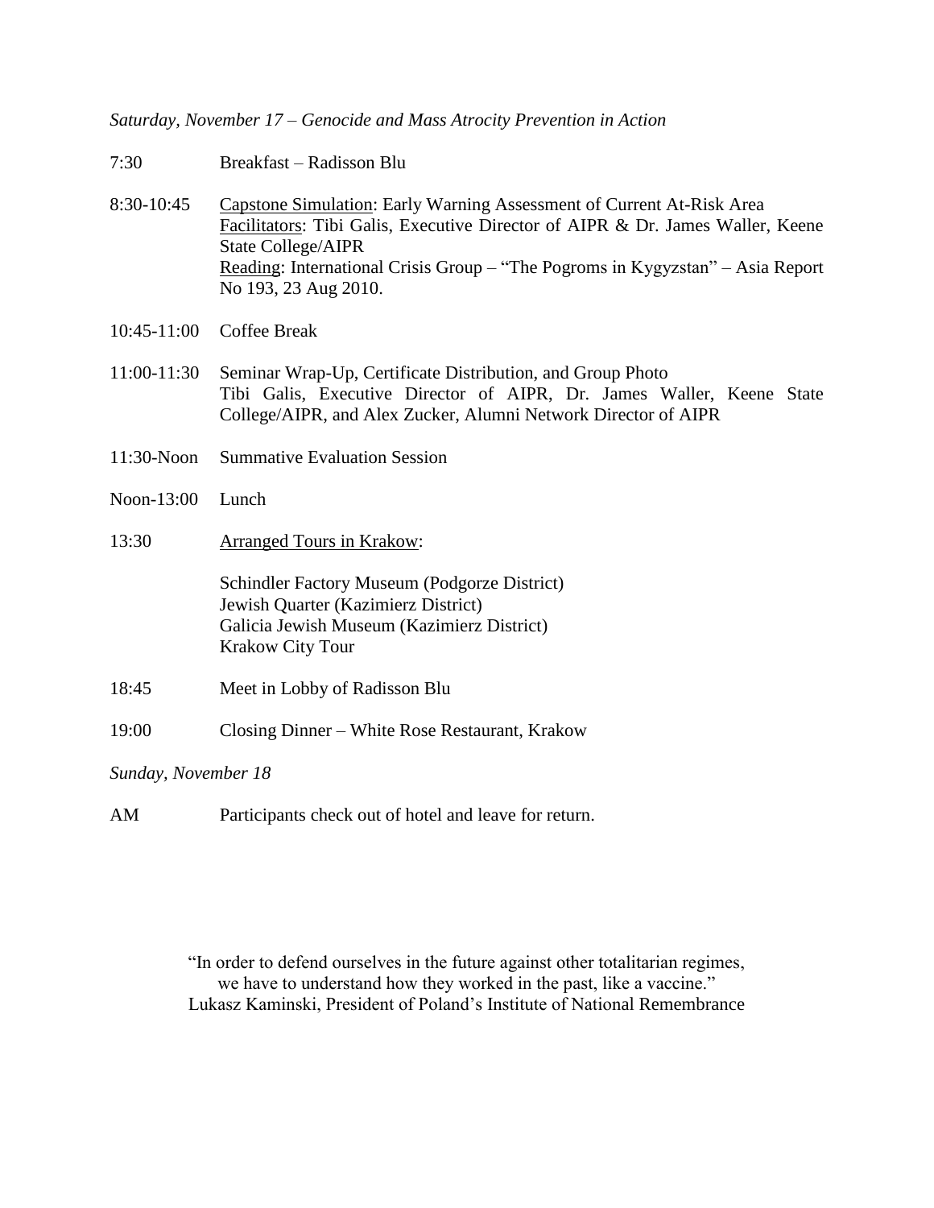*Saturday, November 17 – Genocide and Mass Atrocity Prevention in Action*

| | |
|---|---|
| 7:30 | Breakfast – Radisson Blu |
| 8:30-10:45 | Capstone Simulation: Early Warning Assessment of Current At-Risk Area<br>Facilitators: Tibi Galis, Executive Director of AIPR & Dr. James Waller, Keene State College/AIPR<br>Reading: International Crisis Group – "The Pogroms in Kygyzstan" – Asia Report No 193, 23 Aug 2010. |
| 10:45-11:00 | Coffee Break |
| 11:00-11:30 | Seminar Wrap-Up, Certificate Distribution, and Group Photo<br>Tibi Galis, Executive Director of AIPR, Dr. James Waller, Keene State College/AIPR, and Alex Zucker, Alumni Network Director of AIPR |
| 11:30-Noon | Summative Evaluation Session |
| Noon-13:00 | Lunch |
| 13:30 | Arranged Tours in Krakow:<br><br>Schindler Factory Museum (Podgorze District)<br>Jewish Quarter (Kazimierz District)<br>Galicia Jewish Museum (Kazimierz District)<br>Krakow City Tour |
| 18:45 | Meet in Lobby of Radisson Blu |
| 19:00 | Closing Dinner – White Rose Restaurant, Krakow |

*Sunday, November 18*

| | |
|---|---|
| AM | Participants check out of hotel and leave for return. |

"In order to defend ourselves in the future against other totalitarian regimes, we have to understand how they worked in the past, like a vaccine."
Lukasz Kaminski, President of Poland's Institute of National Remembrance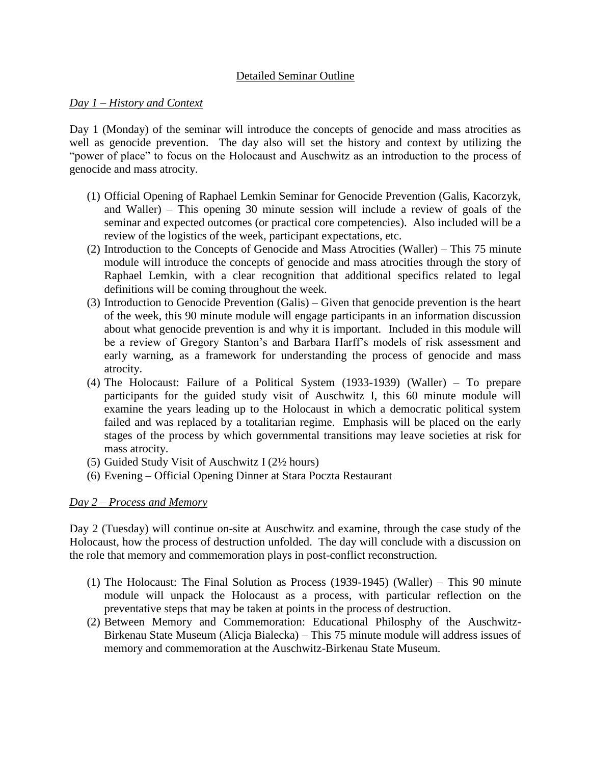## Detailed Seminar Outline

### *Day 1 – History and Context*

Day 1 (Monday) of the seminar will introduce the concepts of genocide and mass atrocities as well as genocide prevention. The day also will set the history and context by utilizing the "power of place" to focus on the Holocaust and Auschwitz as an introduction to the process of genocide and mass atrocity.

(1) Official Opening of Raphael Lemkin Seminar for Genocide Prevention (Galis, Kacorzyk, and Waller) – This opening 30 minute session will include a review of goals of the seminar and expected outcomes (or practical core competencies). Also included will be a review of the logistics of the week, participant expectations, etc.

(2) Introduction to the Concepts of Genocide and Mass Atrocities (Waller) – This 75 minute module will introduce the concepts of genocide and mass atrocities through the story of Raphael Lemkin, with a clear recognition that additional specifics related to legal definitions will be coming throughout the week.

(3) Introduction to Genocide Prevention (Galis) – Given that genocide prevention is the heart of the week, this 90 minute module will engage participants in an information discussion about what genocide prevention is and why it is important. Included in this module will be a review of Gregory Stanton's and Barbara Harff's models of risk assessment and early warning, as a framework for understanding the process of genocide and mass atrocity.

(4) The Holocaust: Failure of a Political System (1933-1939) (Waller) – To prepare participants for the guided study visit of Auschwitz I, this 60 minute module will examine the years leading up to the Holocaust in which a democratic political system failed and was replaced by a totalitarian regime. Emphasis will be placed on the early stages of the process by which governmental transitions may leave societies at risk for mass atrocity.

(5) Guided Study Visit of Auschwitz I (2½ hours)

(6) Evening – Official Opening Dinner at Stara Poczta Restaurant

### *Day 2 – Process and Memory*

Day 2 (Tuesday) will continue on-site at Auschwitz and examine, through the case study of the Holocaust, how the process of destruction unfolded. The day will conclude with a discussion on the role that memory and commemoration plays in post-conflict reconstruction.

(1) The Holocaust: The Final Solution as Process (1939-1945) (Waller) – This 90 minute module will unpack the Holocaust as a process, with particular reflection on the preventative steps that may be taken at points in the process of destruction.

(2) Between Memory and Commemoration: Educational Philosphy of the Auschwitz-Birkenau State Museum (Alicja Bialecka) – This 75 minute module will address issues of memory and commemoration at the Auschwitz-Birkenau State Museum.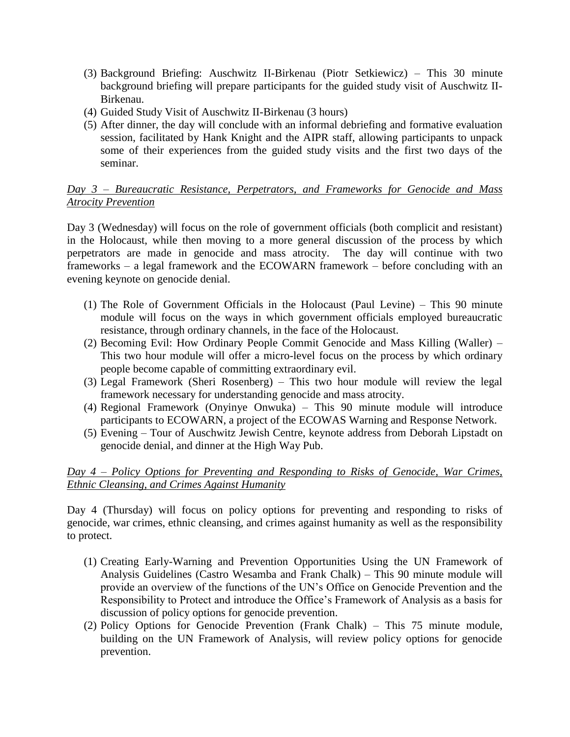(3) Background Briefing: Auschwitz II-Birkenau (Piotr Setkiewicz) – This 30 minute background briefing will prepare participants for the guided study visit of Auschwitz II-Birkenau.
(4) Guided Study Visit of Auschwitz II-Birkenau (3 hours)
(5) After dinner, the day will conclude with an informal debriefing and formative evaluation session, facilitated by Hank Knight and the AIPR staff, allowing participants to unpack some of their experiences from the guided study visits and the first two days of the seminar.

*Day 3 – Bureaucratic Resistance, Perpetrators, and Frameworks for Genocide and Mass Atrocity Prevention*

Day 3 (Wednesday) will focus on the role of government officials (both complicit and resistant) in the Holocaust, while then moving to a more general discussion of the process by which perpetrators are made in genocide and mass atrocity. The day will continue with two frameworks – a legal framework and the ECOWARN framework – before concluding with an evening keynote on genocide denial.

(1) The Role of Government Officials in the Holocaust (Paul Levine) – This 90 minute module will focus on the ways in which government officials employed bureaucratic resistance, through ordinary channels, in the face of the Holocaust.
(2) Becoming Evil: How Ordinary People Commit Genocide and Mass Killing (Waller) – This two hour module will offer a micro-level focus on the process by which ordinary people become capable of committing extraordinary evil.
(3) Legal Framework (Sheri Rosenberg) – This two hour module will review the legal framework necessary for understanding genocide and mass atrocity.
(4) Regional Framework (Onyinye Onwuka) – This 90 minute module will introduce participants to ECOWARN, a project of the ECOWAS Warning and Response Network.
(5) Evening – Tour of Auschwitz Jewish Centre, keynote address from Deborah Lipstadt on genocide denial, and dinner at the High Way Pub.

*Day 4 – Policy Options for Preventing and Responding to Risks of Genocide, War Crimes, Ethnic Cleansing, and Crimes Against Humanity*

Day 4 (Thursday) will focus on policy options for preventing and responding to risks of genocide, war crimes, ethnic cleansing, and crimes against humanity as well as the responsibility to protect.

(1) Creating Early-Warning and Prevention Opportunities Using the UN Framework of Analysis Guidelines (Castro Wesamba and Frank Chalk) – This 90 minute module will provide an overview of the functions of the UN's Office on Genocide Prevention and the Responsibility to Protect and introduce the Office's Framework of Analysis as a basis for discussion of policy options for genocide prevention.
(2) Policy Options for Genocide Prevention (Frank Chalk) – This 75 minute module, building on the UN Framework of Analysis, will review policy options for genocide prevention.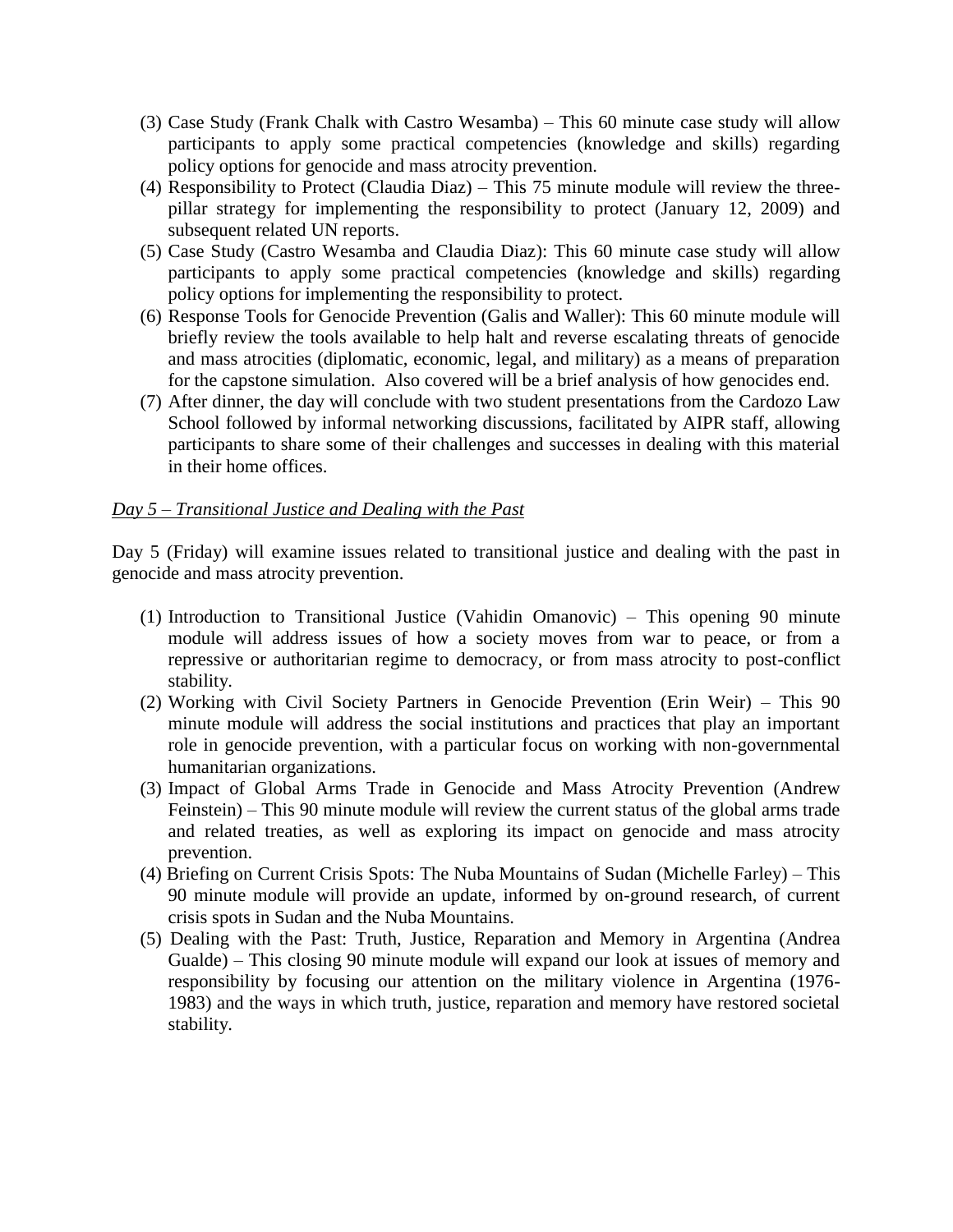(3) Case Study (Frank Chalk with Castro Wesamba) – This 60 minute case study will allow participants to apply some practical competencies (knowledge and skills) regarding policy options for genocide and mass atrocity prevention.

(4) Responsibility to Protect (Claudia Diaz) – This 75 minute module will review the three-pillar strategy for implementing the responsibility to protect (January 12, 2009) and subsequent related UN reports.

(5) Case Study (Castro Wesamba and Claudia Diaz): This 60 minute case study will allow participants to apply some practical competencies (knowledge and skills) regarding policy options for implementing the responsibility to protect.

(6) Response Tools for Genocide Prevention (Galis and Waller): This 60 minute module will briefly review the tools available to help halt and reverse escalating threats of genocide and mass atrocities (diplomatic, economic, legal, and military) as a means of preparation for the capstone simulation. Also covered will be a brief analysis of how genocides end.

(7) After dinner, the day will conclude with two student presentations from the Cardozo Law School followed by informal networking discussions, facilitated by AIPR staff, allowing participants to share some of their challenges and successes in dealing with this material in their home offices.

*Day 5 – Transitional Justice and Dealing with the Past*

Day 5 (Friday) will examine issues related to transitional justice and dealing with the past in genocide and mass atrocity prevention.

(1) Introduction to Transitional Justice (Vahidin Omanovic) – This opening 90 minute module will address issues of how a society moves from war to peace, or from a repressive or authoritarian regime to democracy, or from mass atrocity to post-conflict stability.

(2) Working with Civil Society Partners in Genocide Prevention (Erin Weir) – This 90 minute module will address the social institutions and practices that play an important role in genocide prevention, with a particular focus on working with non-governmental humanitarian organizations.

(3) Impact of Global Arms Trade in Genocide and Mass Atrocity Prevention (Andrew Feinstein) – This 90 minute module will review the current status of the global arms trade and related treaties, as well as exploring its impact on genocide and mass atrocity prevention.

(4) Briefing on Current Crisis Spots: The Nuba Mountains of Sudan (Michelle Farley) – This 90 minute module will provide an update, informed by on-ground research, of current crisis spots in Sudan and the Nuba Mountains.

(5) Dealing with the Past: Truth, Justice, Reparation and Memory in Argentina (Andrea Gualde) – This closing 90 minute module will expand our look at issues of memory and responsibility by focusing our attention on the military violence in Argentina (1976-1983) and the ways in which truth, justice, reparation and memory have restored societal stability.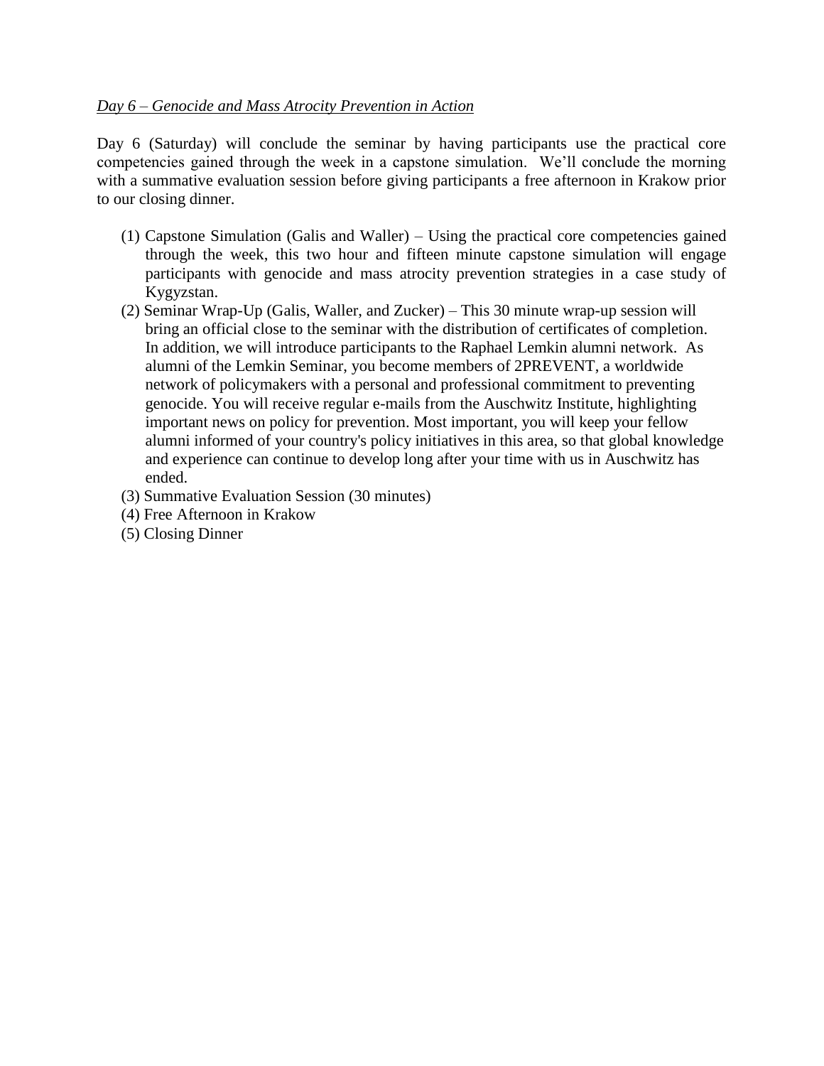*Day 6 – Genocide and Mass Atrocity Prevention in Action*

Day 6 (Saturday) will conclude the seminar by having participants use the practical core competencies gained through the week in a capstone simulation. We'll conclude the morning with a summative evaluation session before giving participants a free afternoon in Krakow prior to our closing dinner.

(1) Capstone Simulation (Galis and Waller) – Using the practical core competencies gained through the week, this two hour and fifteen minute capstone simulation will engage participants with genocide and mass atrocity prevention strategies in a case study of Kygyzstan.
(2) Seminar Wrap-Up (Galis, Waller, and Zucker) – This 30 minute wrap-up session will bring an official close to the seminar with the distribution of certificates of completion. In addition, we will introduce participants to the Raphael Lemkin alumni network. As alumni of the Lemkin Seminar, you become members of 2PREVENT, a worldwide network of policymakers with a personal and professional commitment to preventing genocide. You will receive regular e-mails from the Auschwitz Institute, highlighting important news on policy for prevention. Most important, you will keep your fellow alumni informed of your country's policy initiatives in this area, so that global knowledge and experience can continue to develop long after your time with us in Auschwitz has ended.
(3) Summative Evaluation Session (30 minutes)
(4) Free Afternoon in Krakow
(5) Closing Dinner